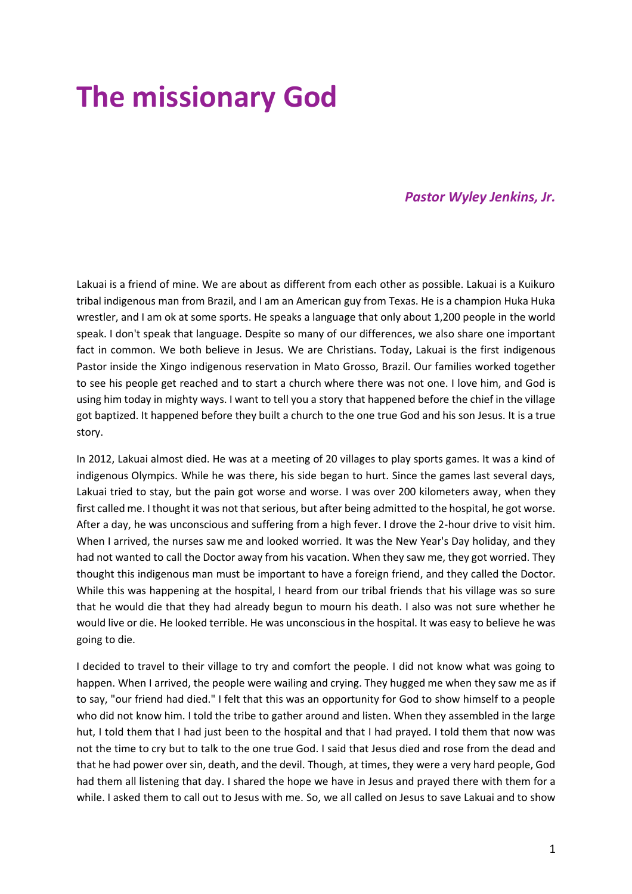# The missionary God

***Pastor Wyley Jenkins, Jr.***

Lakuai is a friend of mine. We are about as different from each other as possible. Lakuai is a Kuikuro tribal indigenous man from Brazil, and I am an American guy from Texas. He is a champion Huka Huka wrestler, and I am ok at some sports. He speaks a language that only about 1,200 people in the world speak. I don't speak that language. Despite so many of our differences, we also share one important fact in common. We both believe in Jesus. We are Christians. Today, Lakuai is the first indigenous Pastor inside the Xingo indigenous reservation in Mato Grosso, Brazil. Our families worked together to see his people get reached and to start a church where there was not one. I love him, and God is using him today in mighty ways. I want to tell you a story that happened before the chief in the village got baptized. It happened before they built a church to the one true God and his son Jesus. It is a true story.

In 2012, Lakuai almost died. He was at a meeting of 20 villages to play sports games. It was a kind of indigenous Olympics. While he was there, his side began to hurt. Since the games last several days, Lakuai tried to stay, but the pain got worse and worse. I was over 200 kilometers away, when they first called me. I thought it was not that serious, but after being admitted to the hospital, he got worse. After a day, he was unconscious and suffering from a high fever. I drove the 2-hour drive to visit him. When I arrived, the nurses saw me and looked worried. It was the New Year's Day holiday, and they had not wanted to call the Doctor away from his vacation. When they saw me, they got worried. They thought this indigenous man must be important to have a foreign friend, and they called the Doctor. While this was happening at the hospital, I heard from our tribal friends that his village was so sure that he would die that they had already begun to mourn his death. I also was not sure whether he would live or die. He looked terrible. He was unconscious in the hospital. It was easy to believe he was going to die.

I decided to travel to their village to try and comfort the people. I did not know what was going to happen. When I arrived, the people were wailing and crying. They hugged me when they saw me as if to say, "our friend had died." I felt that this was an opportunity for God to show himself to a people who did not know him. I told the tribe to gather around and listen. When they assembled in the large hut, I told them that I had just been to the hospital and that I had prayed. I told them that now was not the time to cry but to talk to the one true God. I said that Jesus died and rose from the dead and that he had power over sin, death, and the devil. Though, at times, they were a very hard people, God had them all listening that day. I shared the hope we have in Jesus and prayed there with them for a while. I asked them to call out to Jesus with me. So, we all called on Jesus to save Lakuai and to show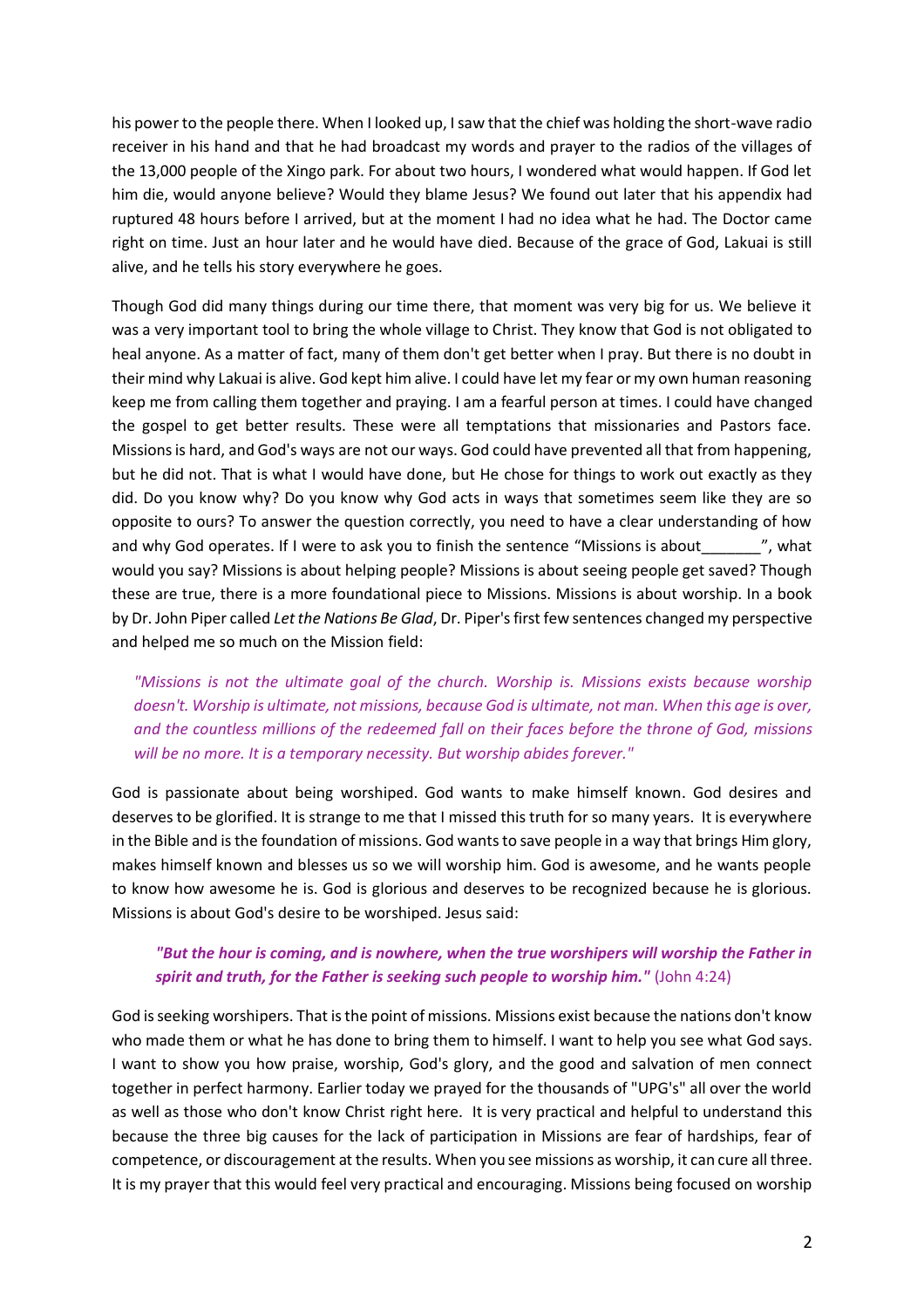his power to the people there. When I looked up, I saw that the chief was holding the short-wave radio receiver in his hand and that he had broadcast my words and prayer to the radios of the villages of the 13,000 people of the Xingo park. For about two hours, I wondered what would happen. If God let him die, would anyone believe? Would they blame Jesus? We found out later that his appendix had ruptured 48 hours before I arrived, but at the moment I had no idea what he had. The Doctor came right on time. Just an hour later and he would have died. Because of the grace of God, Lakuai is still alive, and he tells his story everywhere he goes.

Though God did many things during our time there, that moment was very big for us. We believe it was a very important tool to bring the whole village to Christ. They know that God is not obligated to heal anyone. As a matter of fact, many of them don't get better when I pray. But there is no doubt in their mind why Lakuai is alive. God kept him alive. I could have let my fear or my own human reasoning keep me from calling them together and praying. I am a fearful person at times. I could have changed the gospel to get better results. These were all temptations that missionaries and Pastors face. Missions is hard, and God's ways are not our ways. God could have prevented all that from happening, but he did not. That is what I would have done, but He chose for things to work out exactly as they did. Do you know why? Do you know why God acts in ways that sometimes seem like they are so opposite to ours? To answer the question correctly, you need to have a clear understanding of how and why God operates. If I were to ask you to finish the sentence "Missions is about_______", what would you say? Missions is about helping people? Missions is about seeing people get saved? Though these are true, there is a more foundational piece to Missions. Missions is about worship. In a book by Dr. John Piper called *Let the Nations Be Glad*, Dr. Piper's first few sentences changed my perspective and helped me so much on the Mission field:

> *"Missions is not the ultimate goal of the church. Worship is. Missions exists because worship doesn't. Worship is ultimate, not missions, because God is ultimate, not man. When this age is over, and the countless millions of the redeemed fall on their faces before the throne of God, missions will be no more. It is a temporary necessity. But worship abides forever."*

God is passionate about being worshiped. God wants to make himself known. God desires and deserves to be glorified. It is strange to me that I missed this truth for so many years. It is everywhere in the Bible and is the foundation of missions. God wants to save people in a way that brings Him glory, makes himself known and blesses us so we will worship him. God is awesome, and he wants people to know how awesome he is. God is glorious and deserves to be recognized because he is glorious. Missions is about God's desire to be worshiped. Jesus said:

> ***"But the hour is coming, and is nowhere, when the true worshipers will worship the Father in spirit and truth, for the Father is seeking such people to worship him."*** (John 4:24)

God is seeking worshipers. That is the point of missions. Missions exist because the nations don't know who made them or what he has done to bring them to himself. I want to help you see what God says. I want to show you how praise, worship, God's glory, and the good and salvation of men connect together in perfect harmony. Earlier today we prayed for the thousands of "UPG's" all over the world as well as those who don't know Christ right here. It is very practical and helpful to understand this because the three big causes for the lack of participation in Missions are fear of hardships, fear of competence, or discouragement at the results. When you see missions as worship, it can cure all three. It is my prayer that this would feel very practical and encouraging. Missions being focused on worship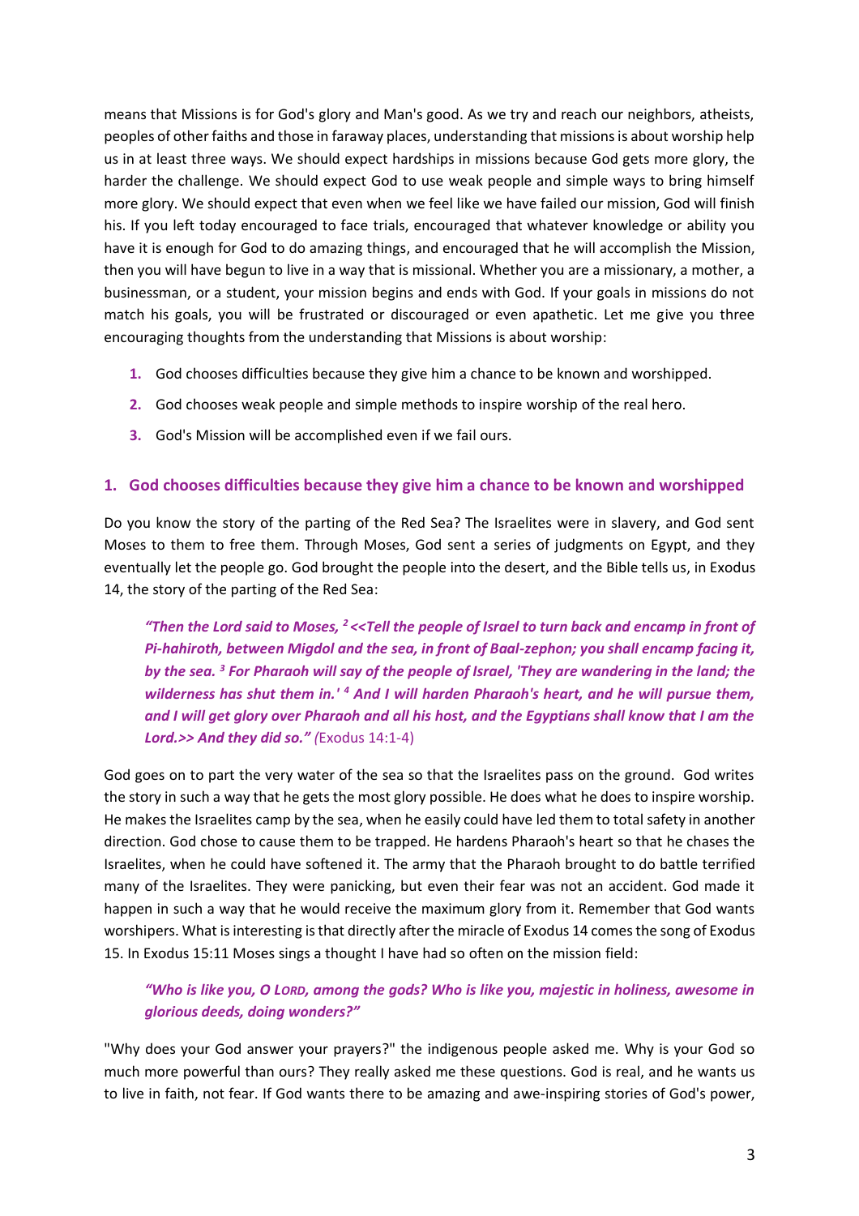means that Missions is for God's glory and Man's good. As we try and reach our neighbors, atheists, peoples of other faiths and those in faraway places, understanding that missions is about worship help us in at least three ways. We should expect hardships in missions because God gets more glory, the harder the challenge. We should expect God to use weak people and simple ways to bring himself more glory. We should expect that even when we feel like we have failed our mission, God will finish his. If you left today encouraged to face trials, encouraged that whatever knowledge or ability you have it is enough for God to do amazing things, and encouraged that he will accomplish the Mission, then you will have begun to live in a way that is missional. Whether you are a missionary, a mother, a businessman, or a student, your mission begins and ends with God. If your goals in missions do not match his goals, you will be frustrated or discouraged or even apathetic. Let me give you three encouraging thoughts from the understanding that Missions is about worship:

1. God chooses difficulties because they give him a chance to be known and worshipped.
2. God chooses weak people and simple methods to inspire worship of the real hero.
3. God's Mission will be accomplished even if we fail ours.

## 1. God chooses difficulties because they give him a chance to be known and worshipped

Do you know the story of the parting of the Red Sea? The Israelites were in slavery, and God sent Moses to them to free them. Through Moses, God sent a series of judgments on Egypt, and they eventually let the people go. God brought the people into the desert, and the Bible tells us, in Exodus 14, the story of the parting of the Red Sea:

> ***"Then the Lord said to Moses, [2] <<Tell the people of Israel to turn back and encamp in front of Pi-hahiroth, between Migdol and the sea, in front of Baal-zephon; you shall encamp facing it, by the sea. [3] For Pharaoh will say of the people of Israel, 'They are wandering in the land; the wilderness has shut them in.' [4] And I will harden Pharaoh's heart, and he will pursue them, and I will get glory over Pharaoh and all his host, and the Egyptians shall know that I am the Lord.>> And they did so." (*** Exodus 14:1-4)

God goes on to part the very water of the sea so that the Israelites pass on the ground. God writes the story in such a way that he gets the most glory possible. He does what he does to inspire worship. He makes the Israelites camp by the sea, when he easily could have led them to total safety in another direction. God chose to cause them to be trapped. He hardens Pharaoh's heart so that he chases the Israelites, when he could have softened it. The army that the Pharaoh brought to do battle terrified many of the Israelites. They were panicking, but even their fear was not an accident. God made it happen in such a way that he would receive the maximum glory from it. Remember that God wants worshipers. What is interesting is that directly after the miracle of Exodus 14 comes the song of Exodus 15. In Exodus 15:11 Moses sings a thought I have had so often on the mission field:

> ***"Who is like you, O LORD, among the gods? Who is like you, majestic in holiness, awesome in glorious deeds, doing wonders?"***

"Why does your God answer your prayers?" the indigenous people asked me. Why is your God so much more powerful than ours? They really asked me these questions. God is real, and he wants us to live in faith, not fear. If God wants there to be amazing and awe-inspiring stories of God's power,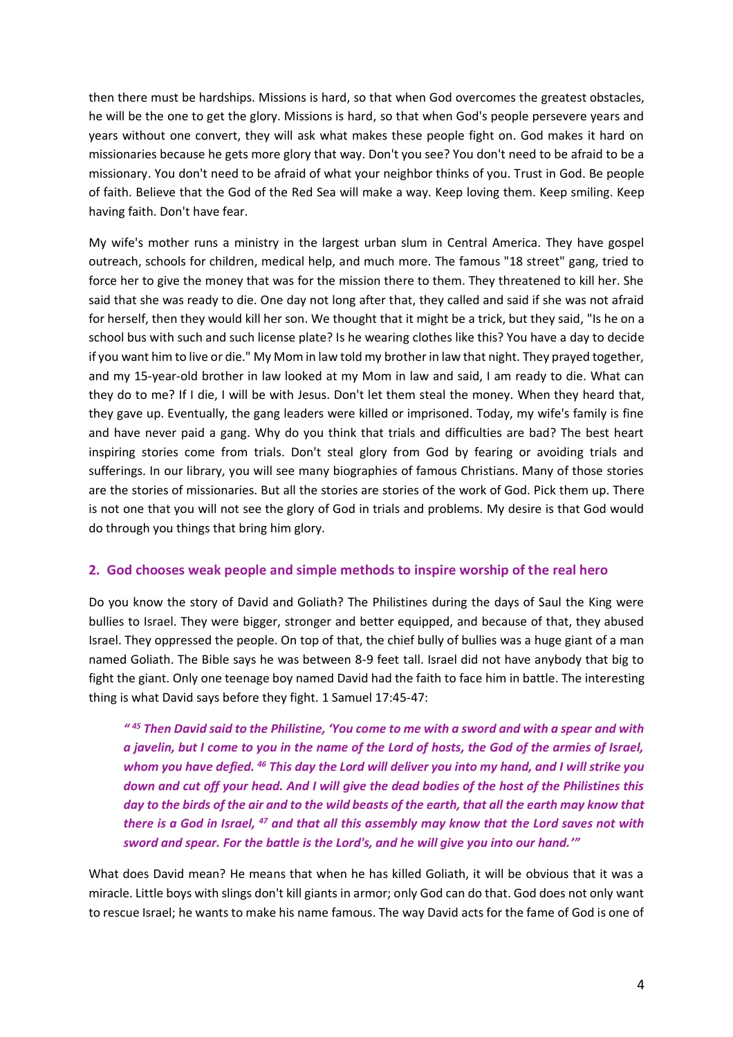then there must be hardships. Missions is hard, so that when God overcomes the greatest obstacles, he will be the one to get the glory. Missions is hard, so that when God's people persevere years and years without one convert, they will ask what makes these people fight on. God makes it hard on missionaries because he gets more glory that way. Don't you see? You don't need to be afraid to be a missionary. You don't need to be afraid of what your neighbor thinks of you. Trust in God. Be people of faith. Believe that the God of the Red Sea will make a way. Keep loving them. Keep smiling. Keep having faith. Don't have fear.

My wife's mother runs a ministry in the largest urban slum in Central America. They have gospel outreach, schools for children, medical help, and much more. The famous "18 street" gang, tried to force her to give the money that was for the mission there to them. They threatened to kill her. She said that she was ready to die. One day not long after that, they called and said if she was not afraid for herself, then they would kill her son. We thought that it might be a trick, but they said, "Is he on a school bus with such and such license plate? Is he wearing clothes like this? You have a day to decide if you want him to live or die." My Mom in law told my brother in law that night. They prayed together, and my 15-year-old brother in law looked at my Mom in law and said, I am ready to die. What can they do to me? If I die, I will be with Jesus. Don't let them steal the money. When they heard that, they gave up. Eventually, the gang leaders were killed or imprisoned. Today, my wife's family is fine and have never paid a gang. Why do you think that trials and difficulties are bad? The best heart inspiring stories come from trials. Don't steal glory from God by fearing or avoiding trials and sufferings. In our library, you will see many biographies of famous Christians. Many of those stories are the stories of missionaries. But all the stories are stories of the work of God. Pick them up. There is not one that you will not see the glory of God in trials and problems. My desire is that God would do through you things that bring him glory.

## 2. God chooses weak people and simple methods to inspire worship of the real hero

Do you know the story of David and Goliath? The Philistines during the days of Saul the King were bullies to Israel. They were bigger, stronger and better equipped, and because of that, they abused Israel. They oppressed the people. On top of that, the chief bully of bullies was a huge giant of a man named Goliath. The Bible says he was between 8-9 feet tall. Israel did not have anybody that big to fight the giant. Only one teenage boy named David had the faith to face him in battle. The interesting thing is what David says before they fight. 1 Samuel 17:45-47:

> ***" 45 Then David said to the Philistine, 'You come to me with a sword and with a spear and with a javelin, but I come to you in the name of the Lord of hosts, the God of the armies of Israel, whom you have defied. 46 This day the Lord will deliver you into my hand, and I will strike you down and cut off your head. And I will give the dead bodies of the host of the Philistines this day to the birds of the air and to the wild beasts of the earth, that all the earth may know that there is a God in Israel, 47 and that all this assembly may know that the Lord saves not with sword and spear. For the battle is the Lord's, and he will give you into our hand.'"***

What does David mean? He means that when he has killed Goliath, it will be obvious that it was a miracle. Little boys with slings don't kill giants in armor; only God can do that. God does not only want to rescue Israel; he wants to make his name famous. The way David acts for the fame of God is one of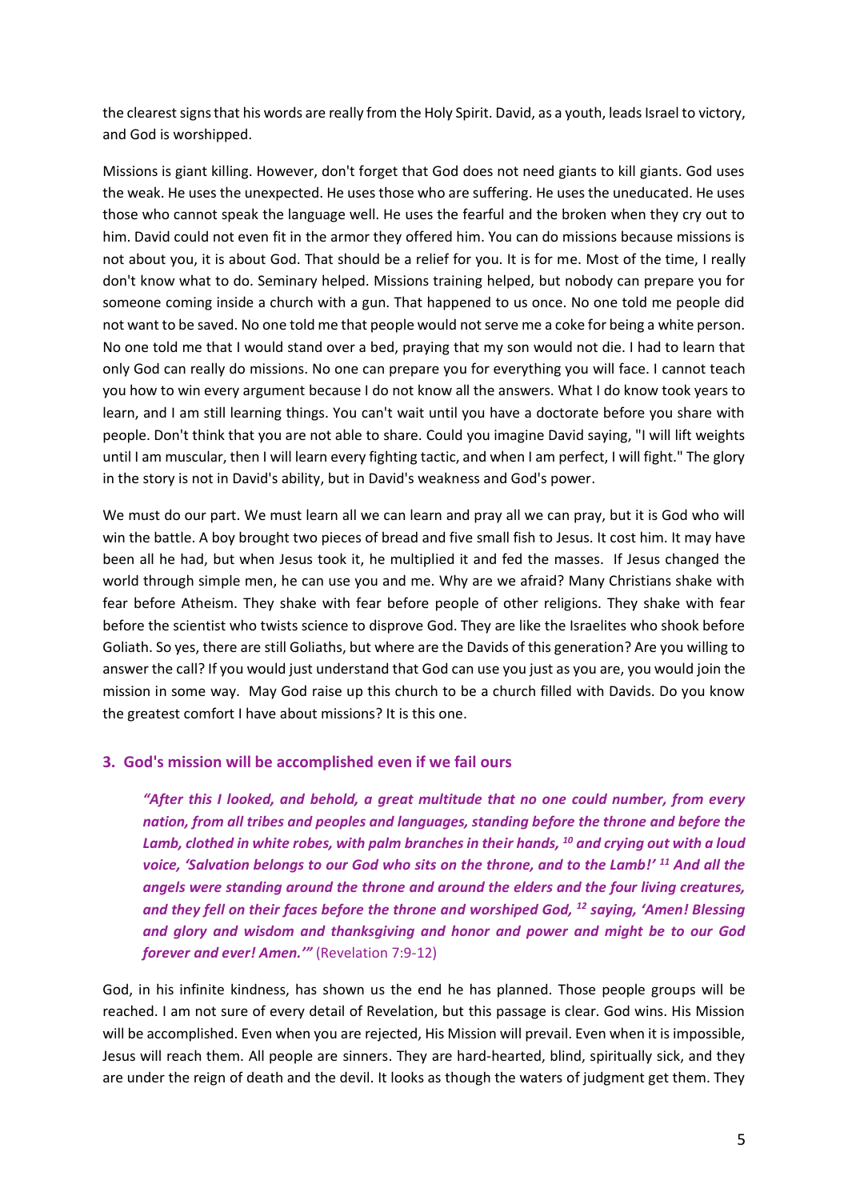the clearest signs that his words are really from the Holy Spirit. David, as a youth, leads Israel to victory, and God is worshipped.

Missions is giant killing. However, don't forget that God does not need giants to kill giants. God uses the weak. He uses the unexpected. He uses those who are suffering. He uses the uneducated. He uses those who cannot speak the language well. He uses the fearful and the broken when they cry out to him. David could not even fit in the armor they offered him. You can do missions because missions is not about you, it is about God. That should be a relief for you. It is for me. Most of the time, I really don't know what to do. Seminary helped. Missions training helped, but nobody can prepare you for someone coming inside a church with a gun. That happened to us once. No one told me people did not want to be saved. No one told me that people would not serve me a coke for being a white person. No one told me that I would stand over a bed, praying that my son would not die. I had to learn that only God can really do missions. No one can prepare you for everything you will face. I cannot teach you how to win every argument because I do not know all the answers. What I do know took years to learn, and I am still learning things. You can't wait until you have a doctorate before you share with people. Don't think that you are not able to share. Could you imagine David saying, "I will lift weights until I am muscular, then I will learn every fighting tactic, and when I am perfect, I will fight." The glory in the story is not in David's ability, but in David's weakness and God's power.

We must do our part. We must learn all we can learn and pray all we can pray, but it is God who will win the battle. A boy brought two pieces of bread and five small fish to Jesus. It cost him. It may have been all he had, but when Jesus took it, he multiplied it and fed the masses. If Jesus changed the world through simple men, he can use you and me. Why are we afraid? Many Christians shake with fear before Atheism. They shake with fear before people of other religions. They shake with fear before the scientist who twists science to disprove God. They are like the Israelites who shook before Goliath. So yes, there are still Goliaths, but where are the Davids of this generation? Are you willing to answer the call? If you would just understand that God can use you just as you are, you would join the mission in some way. May God raise up this church to be a church filled with Davids. Do you know the greatest comfort I have about missions? It is this one.

### 3. God's mission will be accomplished even if we fail ours

> ***"After this I looked, and behold, a great multitude that no one could number, from every nation, from all tribes and peoples and languages, standing before the throne and before the Lamb, clothed in white robes, with palm branches in their hands, [10] and crying out with a loud voice, 'Salvation belongs to our God who sits on the throne, and to the Lamb!' [11] And all the angels were standing around the throne and around the elders and the four living creatures, and they fell on their faces before the throne and worshiped God, [12] saying, 'Amen! Blessing and glory and wisdom and thanksgiving and honor and power and might be to our God forever and ever! Amen.'"*** (Revelation 7:9-12)

God, in his infinite kindness, has shown us the end he has planned. Those people groups will be reached. I am not sure of every detail of Revelation, but this passage is clear. God wins. His Mission will be accomplished. Even when you are rejected, His Mission will prevail. Even when it is impossible, Jesus will reach them. All people are sinners. They are hard-hearted, blind, spiritually sick, and they are under the reign of death and the devil. It looks as though the waters of judgment get them. They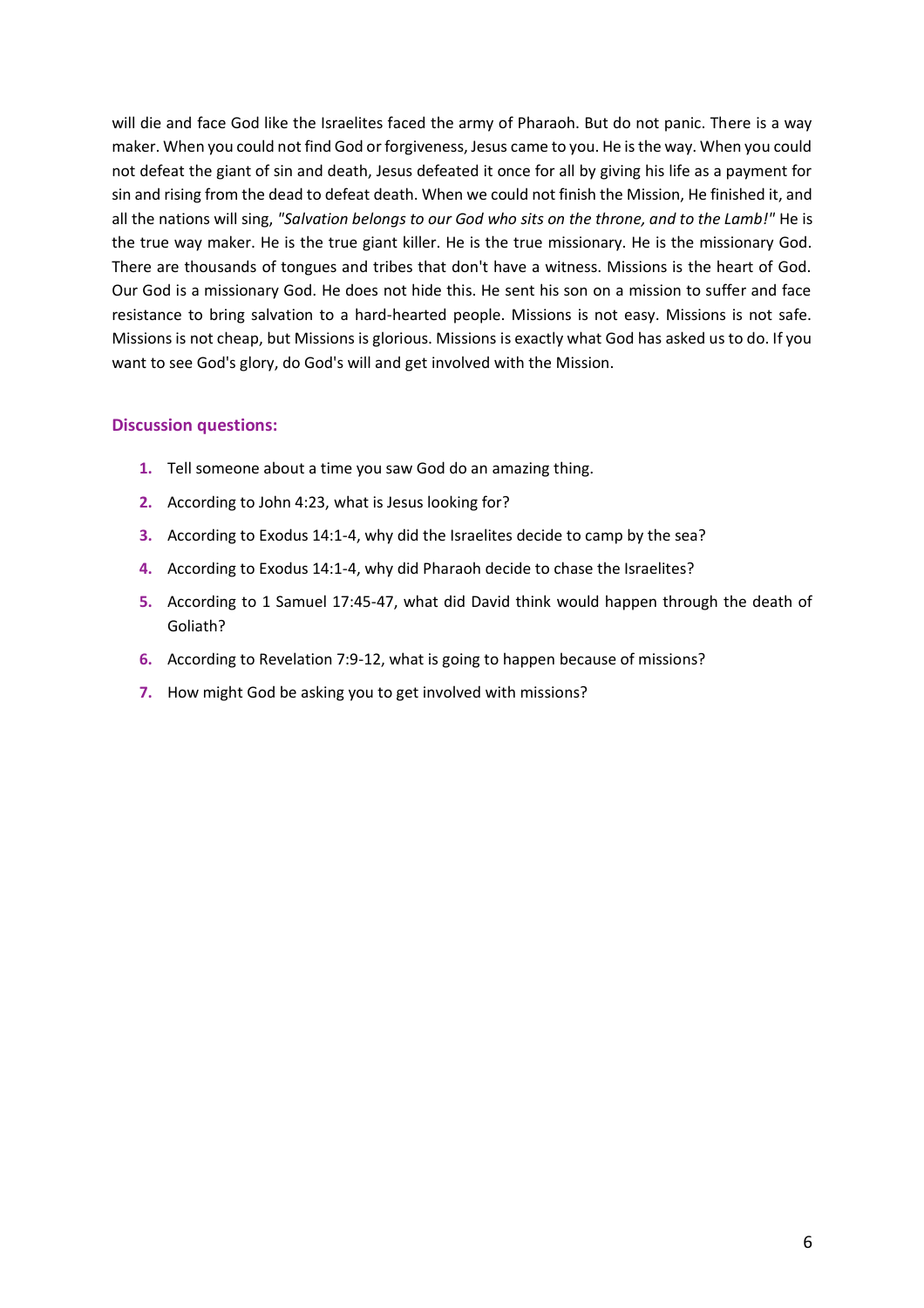will die and face God like the Israelites faced the army of Pharaoh. But do not panic. There is a way maker. When you could not find God or forgiveness, Jesus came to you. He is the way. When you could not defeat the giant of sin and death, Jesus defeated it once for all by giving his life as a payment for sin and rising from the dead to defeat death. When we could not finish the Mission, He finished it, and all the nations will sing, *"Salvation belongs to our God who sits on the throne, and to the Lamb!"* He is the true way maker. He is the true giant killer. He is the true missionary. He is the missionary God. There are thousands of tongues and tribes that don't have a witness. Missions is the heart of God. Our God is a missionary God. He does not hide this. He sent his son on a mission to suffer and face resistance to bring salvation to a hard-hearted people. Missions is not easy. Missions is not safe. Missions is not cheap, but Missions is glorious. Missions is exactly what God has asked us to do. If you want to see God's glory, do God's will and get involved with the Mission.

### Discussion questions:

1. Tell someone about a time you saw God do an amazing thing.
2. According to John 4:23, what is Jesus looking for?
3. According to Exodus 14:1-4, why did the Israelites decide to camp by the sea?
4. According to Exodus 14:1-4, why did Pharaoh decide to chase the Israelites?
5. According to 1 Samuel 17:45-47, what did David think would happen through the death of Goliath?
6. According to Revelation 7:9-12, what is going to happen because of missions?
7. How might God be asking you to get involved with missions?